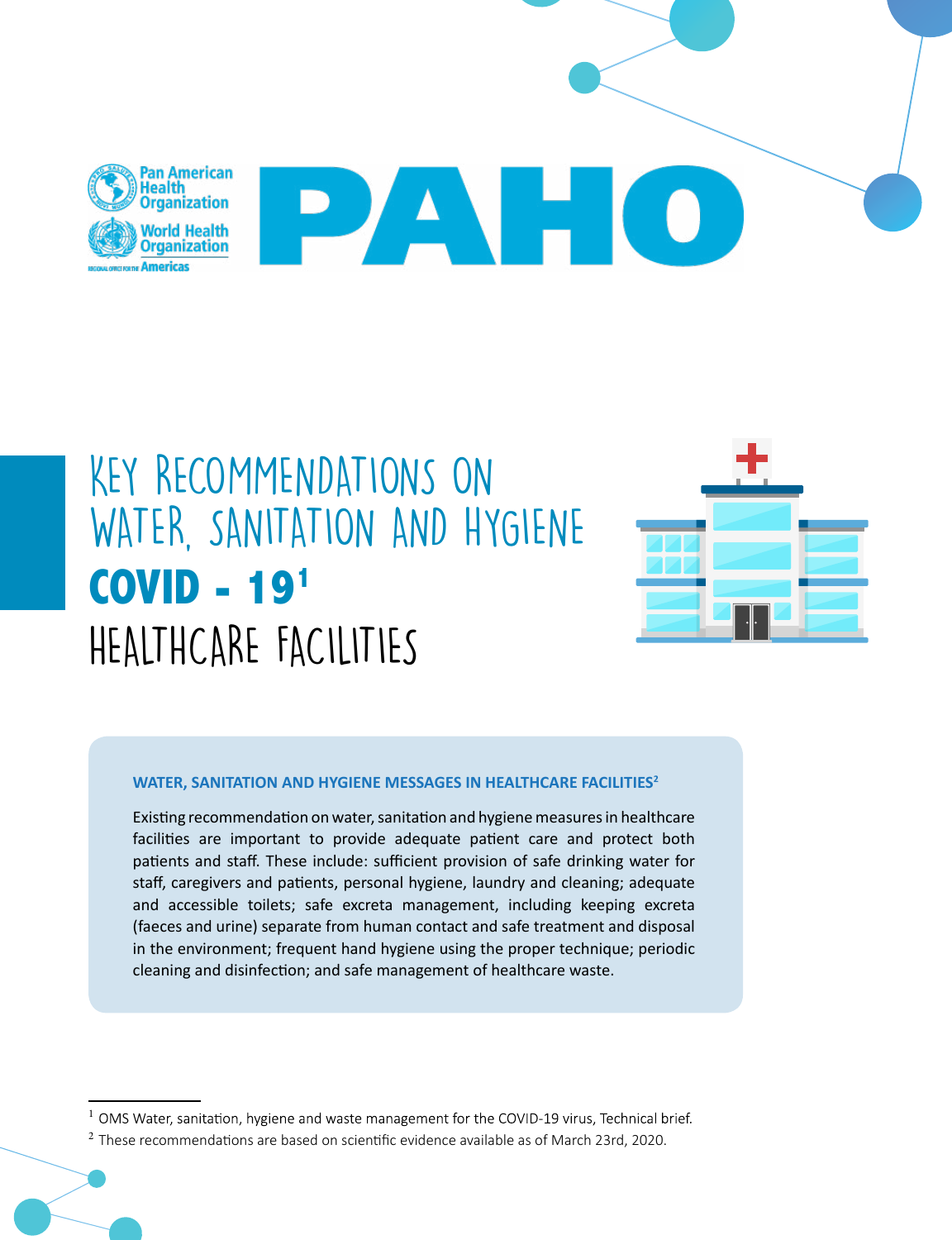Pan American Health Organization
World Health Organization
Americas

# PAHO

# KEY RECOMMENDATIONS ON WATER, SANITATION AND HYGIENE

# COVID - 19[1]

# HEALTHCARE FACILITIES

### WATER, SANITATION AND HYGIENE MESSAGES IN HEALTHCARE FACILITIES[2]

Existing recommendation on water, sanitation and hygiene measures in healthcare facilities are important to provide adequate patient care and protect both patients and staff. These include: sufficient provision of safe drinking water for staff, caregivers and patients, personal hygiene, laundry and cleaning; adequate and accessible toilets; safe excreta management, including keeping excreta (faeces and urine) separate from human contact and safe treatment and disposal in the environment; frequent hand hygiene using the proper technique; periodic cleaning and disinfection; and safe management of healthcare waste.

---

[1] OMS Water, sanitation, hygiene and waste management for the COVID-19 virus, Technical brief.

[2] These recommendations are based on scientific evidence available as of March 23rd, 2020.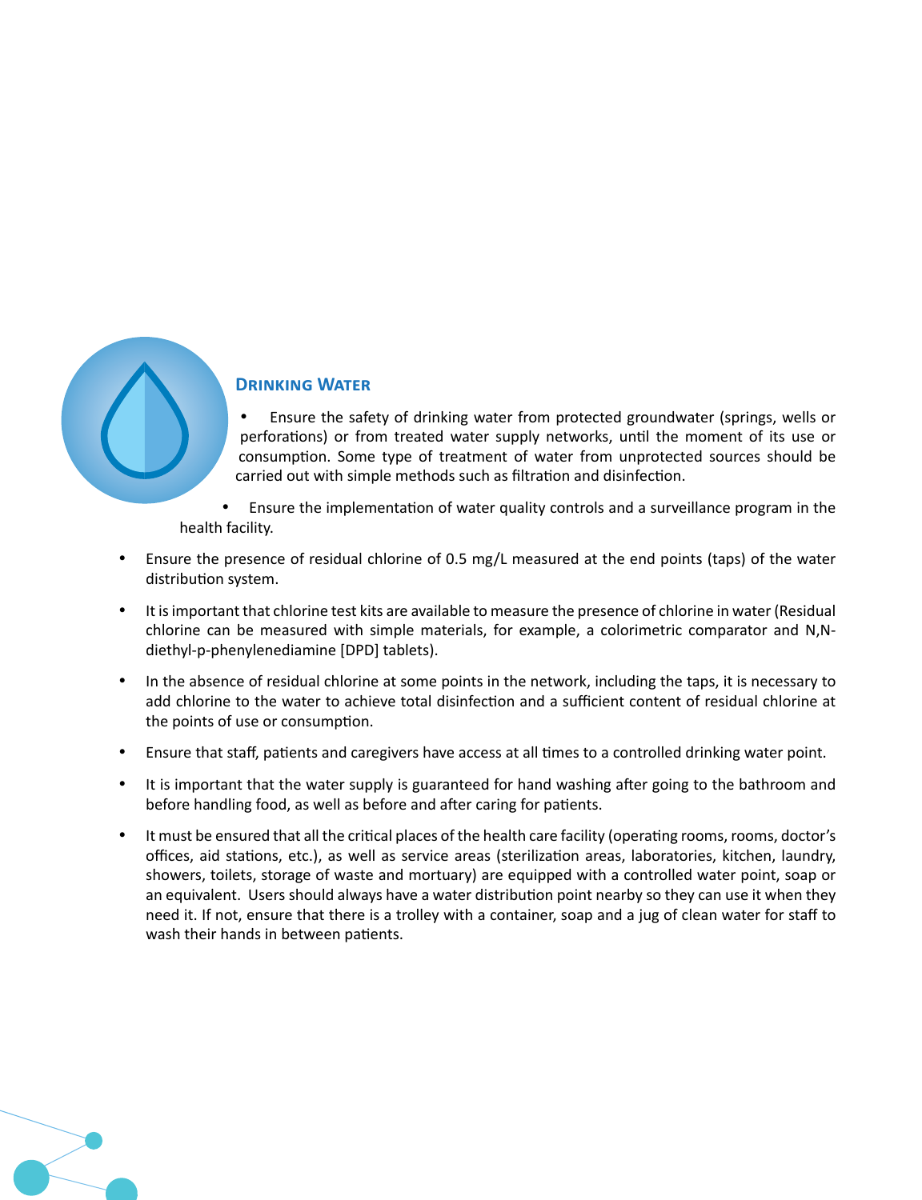## Drinking Water

- Ensure the safety of drinking water from protected groundwater (springs, wells or perforations) or from treated water supply networks, until the moment of its use or consumption. Some type of treatment of water from unprotected sources should be carried out with simple methods such as filtration and disinfection.
- Ensure the implementation of water quality controls and a surveillance program in the health facility.
- Ensure the presence of residual chlorine of 0.5 mg/L measured at the end points (taps) of the water distribution system.
- It is important that chlorine test kits are available to measure the presence of chlorine in water (Residual chlorine can be measured with simple materials, for example, a colorimetric comparator and N,N-diethyl-p-phenylenediamine [DPD] tablets).
- In the absence of residual chlorine at some points in the network, including the taps, it is necessary to add chlorine to the water to achieve total disinfection and a sufficient content of residual chlorine at the points of use or consumption.
- Ensure that staff, patients and caregivers have access at all times to a controlled drinking water point.
- It is important that the water supply is guaranteed for hand washing after going to the bathroom and before handling food, as well as before and after caring for patients.
- It must be ensured that all the critical places of the health care facility (operating rooms, rooms, doctor's offices, aid stations, etc.), as well as service areas (sterilization areas, laboratories, kitchen, laundry, showers, toilets, storage of waste and mortuary) are equipped with a controlled water point, soap or an equivalent. Users should always have a water distribution point nearby so they can use it when they need it. If not, ensure that there is a trolley with a container, soap and a jug of clean water for staff to wash their hands in between patients.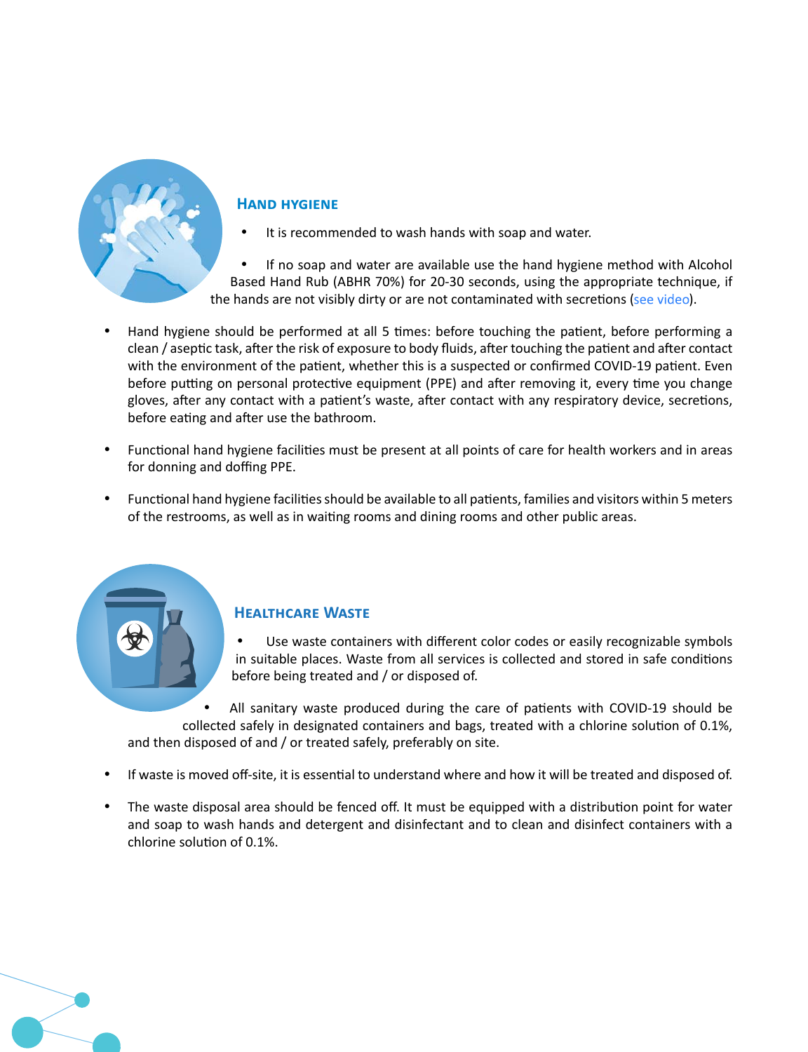## Hand hygiene

- It is recommended to wash hands with soap and water.
- If no soap and water are available use the hand hygiene method with Alcohol Based Hand Rub (ABHR 70%) for 20-30 seconds, using the appropriate technique, if the hands are not visibly dirty or are not contaminated with secretions (see video).
- Hand hygiene should be performed at all 5 times: before touching the patient, before performing a clean / aseptic task, after the risk of exposure to body fluids, after touching the patient and after contact with the environment of the patient, whether this is a suspected or confirmed COVID-19 patient. Even before putting on personal protective equipment (PPE) and after removing it, every time you change gloves, after any contact with a patient's waste, after contact with any respiratory device, secretions, before eating and after use the bathroom.
- Functional hand hygiene facilities must be present at all points of care for health workers and in areas for donning and doffing PPE.
- Functional hand hygiene facilities should be available to all patients, families and visitors within 5 meters of the restrooms, as well as in waiting rooms and dining rooms and other public areas.

## Healthcare Waste

- Use waste containers with different color codes or easily recognizable symbols in suitable places. Waste from all services is collected and stored in safe conditions before being treated and / or disposed of.
- All sanitary waste produced during the care of patients with COVID-19 should be collected safely in designated containers and bags, treated with a chlorine solution of 0.1%, and then disposed of and / or treated safely, preferably on site.
- If waste is moved off-site, it is essential to understand where and how it will be treated and disposed of.
- The waste disposal area should be fenced off. It must be equipped with a distribution point for water and soap to wash hands and detergent and disinfectant and to clean and disinfect containers with a chlorine solution of 0.1%.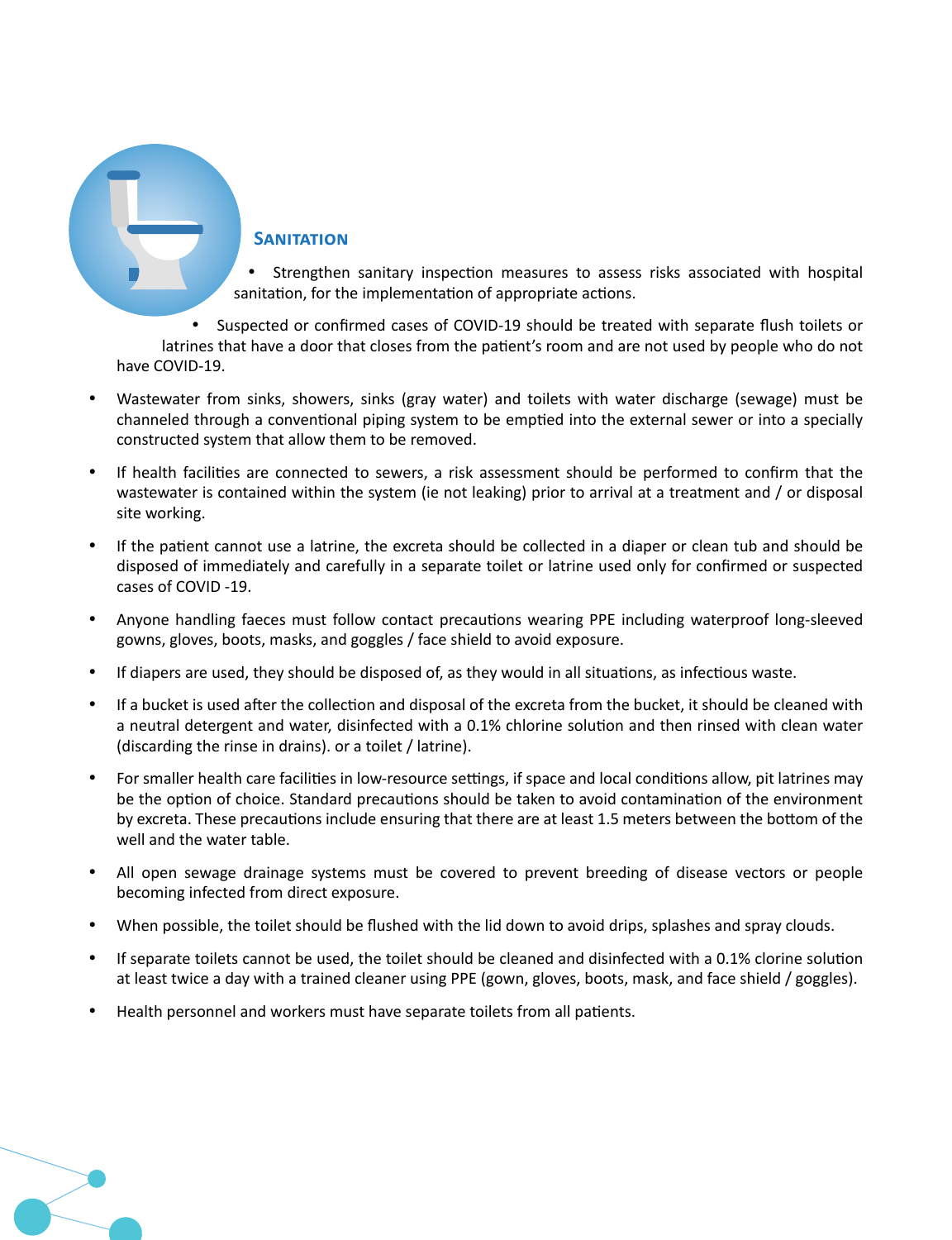## Sanitation

- Strengthen sanitary inspection measures to assess risks associated with hospital sanitation, for the implementation of appropriate actions.
- Suspected or confirmed cases of COVID-19 should be treated with separate flush toilets or latrines that have a door that closes from the patient's room and are not used by people who do not have COVID-19.
- Wastewater from sinks, showers, sinks (gray water) and toilets with water discharge (sewage) must be channeled through a conventional piping system to be emptied into the external sewer or into a specially constructed system that allow them to be removed.
- If health facilities are connected to sewers, a risk assessment should be performed to confirm that the wastewater is contained within the system (ie not leaking) prior to arrival at a treatment and / or disposal site working.
- If the patient cannot use a latrine, the excreta should be collected in a diaper or clean tub and should be disposed of immediately and carefully in a separate toilet or latrine used only for confirmed or suspected cases of COVID -19.
- Anyone handling faeces must follow contact precautions wearing PPE including waterproof long-sleeved gowns, gloves, boots, masks, and goggles / face shield to avoid exposure.
- If diapers are used, they should be disposed of, as they would in all situations, as infectious waste.
- If a bucket is used after the collection and disposal of the excreta from the bucket, it should be cleaned with a neutral detergent and water, disinfected with a 0.1% chlorine solution and then rinsed with clean water (discarding the rinse in drains). or a toilet / latrine).
- For smaller health care facilities in low-resource settings, if space and local conditions allow, pit latrines may be the option of choice. Standard precautions should be taken to avoid contamination of the environment by excreta. These precautions include ensuring that there are at least 1.5 meters between the bottom of the well and the water table.
- All open sewage drainage systems must be covered to prevent breeding of disease vectors or people becoming infected from direct exposure.
- When possible, the toilet should be flushed with the lid down to avoid drips, splashes and spray clouds.
- If separate toilets cannot be used, the toilet should be cleaned and disinfected with a 0.1% clorine solution at least twice a day with a trained cleaner using PPE (gown, gloves, boots, mask, and face shield / goggles).
- Health personnel and workers must have separate toilets from all patients.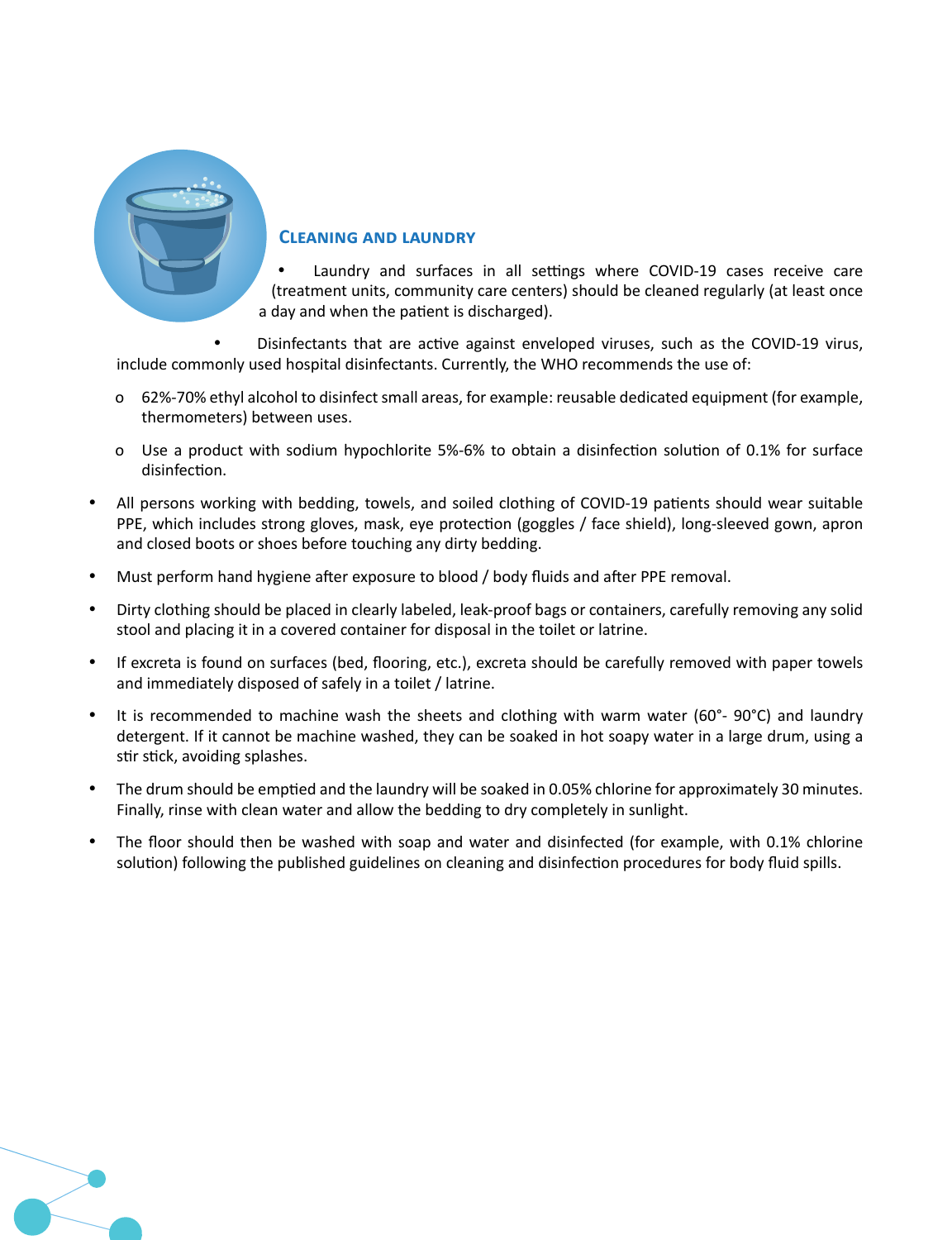## Cleaning and laundry

- Laundry and surfaces in all settings where COVID-19 cases receive care (treatment units, community care centers) should be cleaned regularly (at least once a day and when the patient is discharged).
- Disinfectants that are active against enveloped viruses, such as the COVID-19 virus, include commonly used hospital disinfectants. Currently, the WHO recommends the use of:
    - 62%-70% ethyl alcohol to disinfect small areas, for example: reusable dedicated equipment (for example, thermometers) between uses.
    - Use a product with sodium hypochlorite 5%-6% to obtain a disinfection solution of 0.1% for surface disinfection.
- All persons working with bedding, towels, and soiled clothing of COVID-19 patients should wear suitable PPE, which includes strong gloves, mask, eye protection (goggles / face shield), long-sleeved gown, apron and closed boots or shoes before touching any dirty bedding.
- Must perform hand hygiene after exposure to blood / body fluids and after PPE removal.
- Dirty clothing should be placed in clearly labeled, leak-proof bags or containers, carefully removing any solid stool and placing it in a covered container for disposal in the toilet or latrine.
- If excreta is found on surfaces (bed, flooring, etc.), excreta should be carefully removed with paper towels and immediately disposed of safely in a toilet / latrine.
- It is recommended to machine wash the sheets and clothing with warm water (60°- 90°C) and laundry detergent. If it cannot be machine washed, they can be soaked in hot soapy water in a large drum, using a stir stick, avoiding splashes.
- The drum should be emptied and the laundry will be soaked in 0.05% chlorine for approximately 30 minutes. Finally, rinse with clean water and allow the bedding to dry completely in sunlight.
- The floor should then be washed with soap and water and disinfected (for example, with 0.1% chlorine solution) following the published guidelines on cleaning and disinfection procedures for body fluid spills.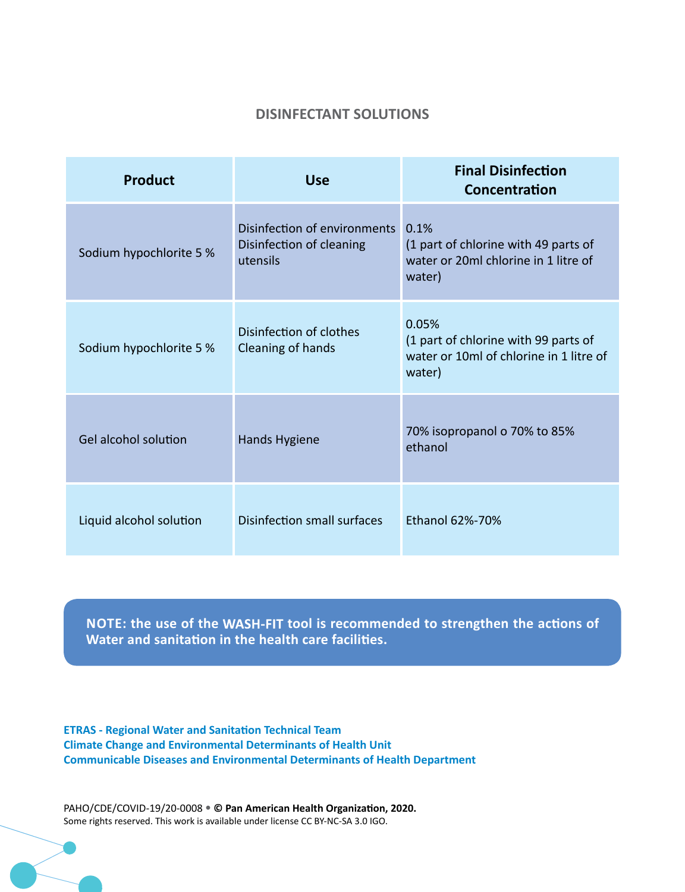## DISINFECTANT SOLUTIONS

| Product | Use | Final Disinfection Concentration |
|---|---|---|
| Sodium hypochlorite 5 % | Disinfection of environments Disinfection of cleaning utensils | 0.1% (1 part of chlorine with 49 parts of water or 20ml chlorine in 1 litre of water) |
| Sodium hypochlorite 5 % | Disinfection of clothes Cleaning of hands | 0.05% (1 part of chlorine with 99 parts of water or 10ml of chlorine in 1 litre of water) |
| Gel alcohol solution | Hands Hygiene | 70% isopropanol o 70% to 85% ethanol |
| Liquid alcohol solution | Disinfection small surfaces | Ethanol 62%-70% |

**NOTE: the use of the WASH-FIT tool is recommended to strengthen the actions of Water and sanitation in the health care facilities.**

**ETRAS - Regional Water and Sanitation Technical Team**
**Climate Change and Environmental Determinants of Health Unit**
**Communicable Diseases and Environmental Determinants of Health Department**

PAHO/CDE/COVID-19/20-0008 • **© Pan American Health Organization, 2020.**
Some rights reserved. This work is available under license CC BY-NC-SA 3.0 IGO.